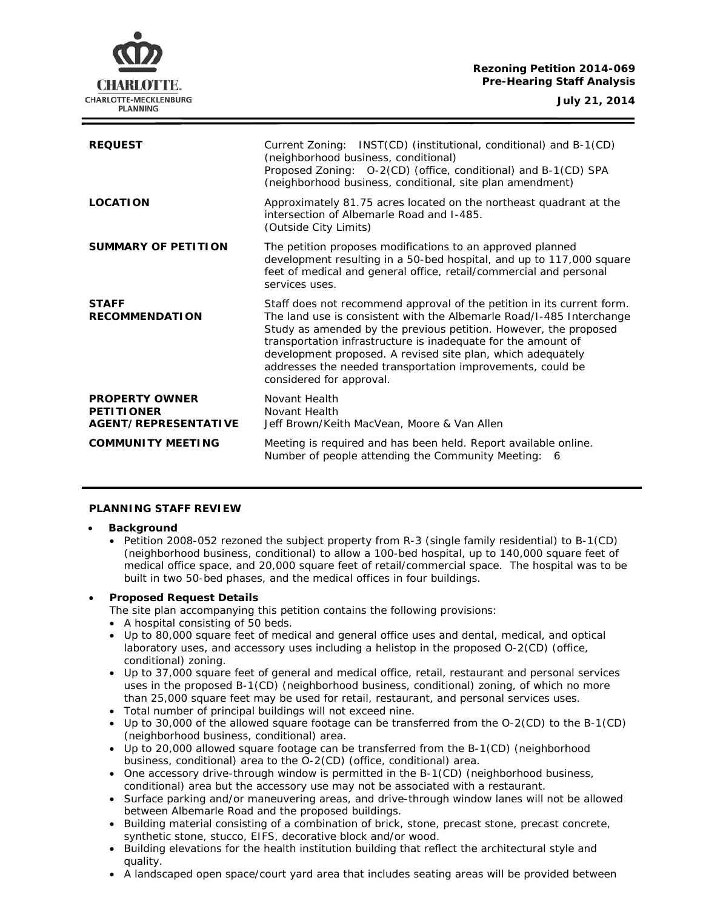**Rezoning Petition 2014-069**
**Pre-Hearing Staff Analysis**

**July 21, 2014**

| | |
|---|---|
| **REQUEST** | Current Zoning: INST(CD) (institutional, conditional) and B-1(CD) (neighborhood business, conditional)<br>Proposed Zoning: O-2(CD) (office, conditional) and B-1(CD) SPA (neighborhood business, conditional, site plan amendment) |
| **LOCATION** | Approximately 81.75 acres located on the northeast quadrant at the intersection of Albemarle Road and I-485.<br>(Outside City Limits) |
| **SUMMARY OF PETITION** | The petition proposes modifications to an approved planned development resulting in a 50-bed hospital, and up to 117,000 square feet of medical and general office, retail/commercial and personal services uses. |
| **STAFF RECOMMENDATION** | Staff does not recommend approval of the petition in its current form. The land use is consistent with the Albemarle Road/I-485 Interchange Study as amended by the previous petition. However, the proposed transportation infrastructure is inadequate for the amount of development proposed. A revised site plan, which adequately addresses the needed transportation improvements, could be considered for approval. |
| **PROPERTY OWNER**<br>**PETITIONER**<br>**AGENT/REPRESENTATIVE** | Novant Health<br>Novant Health<br>Jeff Brown/Keith MacVean, Moore & Van Allen |
| **COMMUNITY MEETING** | Meeting is required and has been held. Report available online.<br>Number of people attending the Community Meeting: 6 |

## PLANNING STAFF REVIEW

- **Background**
  - Petition 2008-052 rezoned the subject property from R-3 (single family residential) to B-1(CD) (neighborhood business, conditional) to allow a 100-bed hospital, up to 140,000 square feet of medical office space, and 20,000 square feet of retail/commercial space. The hospital was to be built in two 50-bed phases, and the medical offices in four buildings.

- **Proposed Request Details**

  The site plan accompanying this petition contains the following provisions:
  - A hospital consisting of 50 beds.
  - Up to 80,000 square feet of medical and general office uses and dental, medical, and optical laboratory uses, and accessory uses including a helistop in the proposed O-2(CD) (office, conditional) zoning.
  - Up to 37,000 square feet of general and medical office, retail, restaurant and personal services uses in the proposed B-1(CD) (neighborhood business, conditional) zoning, of which no more than 25,000 square feet may be used for retail, restaurant, and personal services uses.
  - Total number of principal buildings will not exceed nine.
  - Up to 30,000 of the allowed square footage can be transferred from the O-2(CD) to the B-1(CD) (neighborhood business, conditional) area.
  - Up to 20,000 allowed square footage can be transferred from the B-1(CD) (neighborhood business, conditional) area to the O-2(CD) (office, conditional) area.
  - One accessory drive-through window is permitted in the B-1(CD) (neighborhood business, conditional) area but the accessory use may not be associated with a restaurant.
  - Surface parking and/or maneuvering areas, and drive-through window lanes will not be allowed between Albemarle Road and the proposed buildings.
  - Building material consisting of a combination of brick, stone, precast stone, precast concrete, synthetic stone, stucco, EIFS, decorative block and/or wood.
  - Building elevations for the health institution building that reflect the architectural style and quality.
  - A landscaped open space/court yard area that includes seating areas will be provided between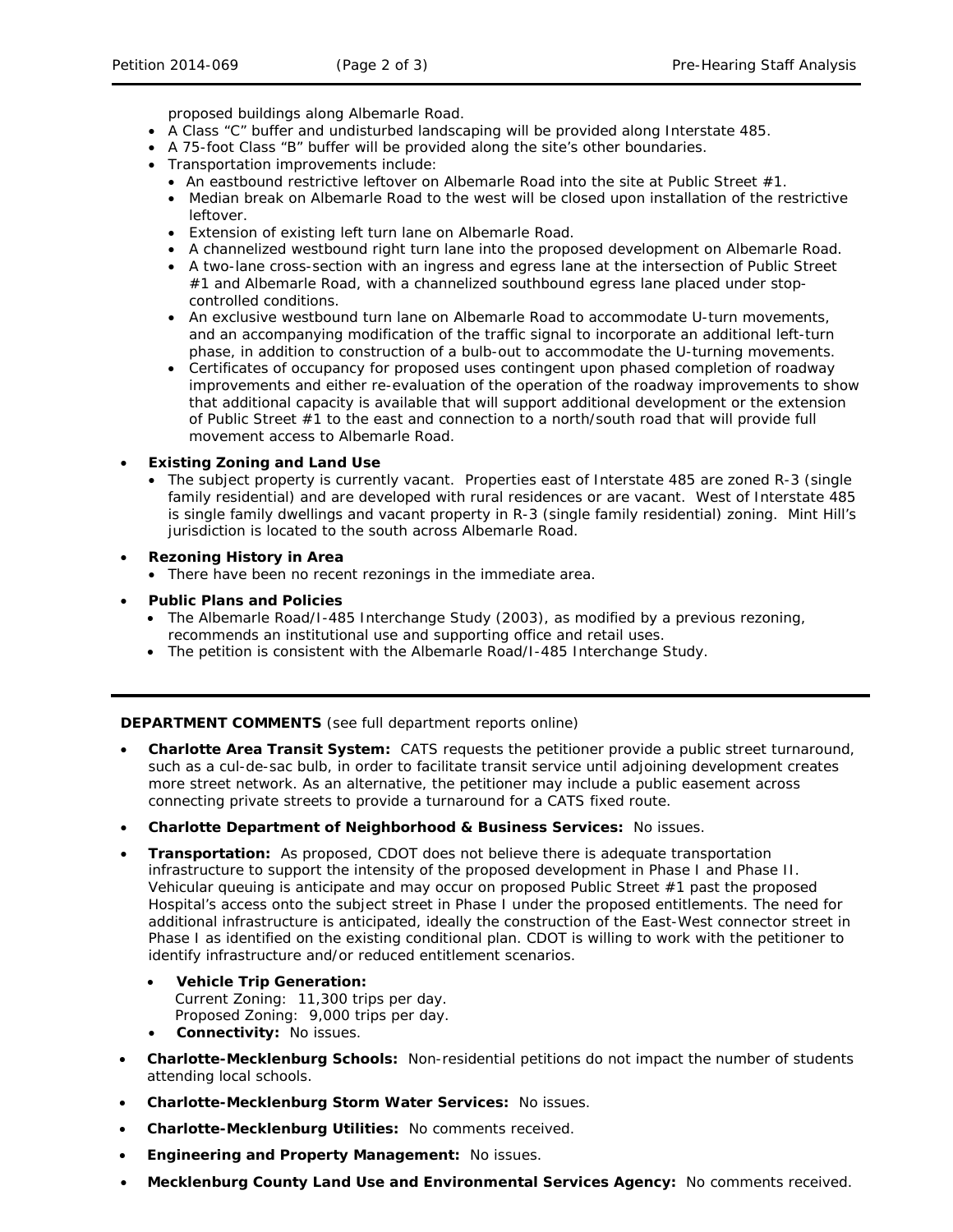proposed buildings along Albemarle Road.

- A Class "C" buffer and undisturbed landscaping will be provided along Interstate 485.
- A 75-foot Class "B" buffer will be provided along the site's other boundaries.
- Transportation improvements include:
  - An eastbound restrictive leftover on Albemarle Road into the site at Public Street #1.
  - Median break on Albemarle Road to the west will be closed upon installation of the restrictive leftover.
  - Extension of existing left turn lane on Albemarle Road.
  - A channelized westbound right turn lane into the proposed development on Albemarle Road.
  - A two-lane cross-section with an ingress and egress lane at the intersection of Public Street #1 and Albemarle Road, with a channelized southbound egress lane placed under stop-controlled conditions.
  - An exclusive westbound turn lane on Albemarle Road to accommodate U-turn movements, and an accompanying modification of the traffic signal to incorporate an additional left-turn phase, in addition to construction of a bulb-out to accommodate the U-turning movements.
  - Certificates of occupancy for proposed uses contingent upon phased completion of roadway improvements and either re-evaluation of the operation of the roadway improvements to show that additional capacity is available that will support additional development or the extension of Public Street #1 to the east and connection to a north/south road that will provide full movement access to Albemarle Road.

- **Existing Zoning and Land Use**
  - The subject property is currently vacant. Properties east of Interstate 485 are zoned R-3 (single family residential) and are developed with rural residences or are vacant. West of Interstate 485 is single family dwellings and vacant property in R-3 (single family residential) zoning. Mint Hill's jurisdiction is located to the south across Albemarle Road.

- **Rezoning History in Area**
  - There have been no recent rezonings in the immediate area.

- **Public Plans and Policies**
  - The Albemarle Road/I-485 Interchange Study (2003), as modified by a previous rezoning, recommends an institutional use and supporting office and retail uses.
  - The petition is consistent with the Albemarle Road/I-485 Interchange Study.

---

**DEPARTMENT COMMENTS** (see full department reports online)

- **Charlotte Area Transit System:** CATS requests the petitioner provide a public street turnaround, such as a cul-de-sac bulb, in order to facilitate transit service until adjoining development creates more street network. As an alternative, the petitioner may include a public easement across connecting private streets to provide a turnaround for a CATS fixed route.
- **Charlotte Department of Neighborhood & Business Services:** No issues.
- **Transportation:** As proposed, CDOT does not believe there is adequate transportation infrastructure to support the intensity of the proposed development in Phase I and Phase II. Vehicular queuing is anticipate and may occur on proposed Public Street #1 past the proposed Hospital's access onto the subject street in Phase I under the proposed entitlements. The need for additional infrastructure is anticipated, ideally the construction of the East-West connector street in Phase I as identified on the existing conditional plan. CDOT is willing to work with the petitioner to identify infrastructure and/or reduced entitlement scenarios.
  - **Vehicle Trip Generation:**
    Current Zoning: 11,300 trips per day.
    Proposed Zoning: 9,000 trips per day.
  - **Connectivity:** No issues.
- **Charlotte-Mecklenburg Schools:** Non-residential petitions do not impact the number of students attending local schools.
- **Charlotte-Mecklenburg Storm Water Services:** No issues.
- **Charlotte-Mecklenburg Utilities:** No comments received.
- **Engineering and Property Management:** No issues.
- **Mecklenburg County Land Use and Environmental Services Agency:** No comments received.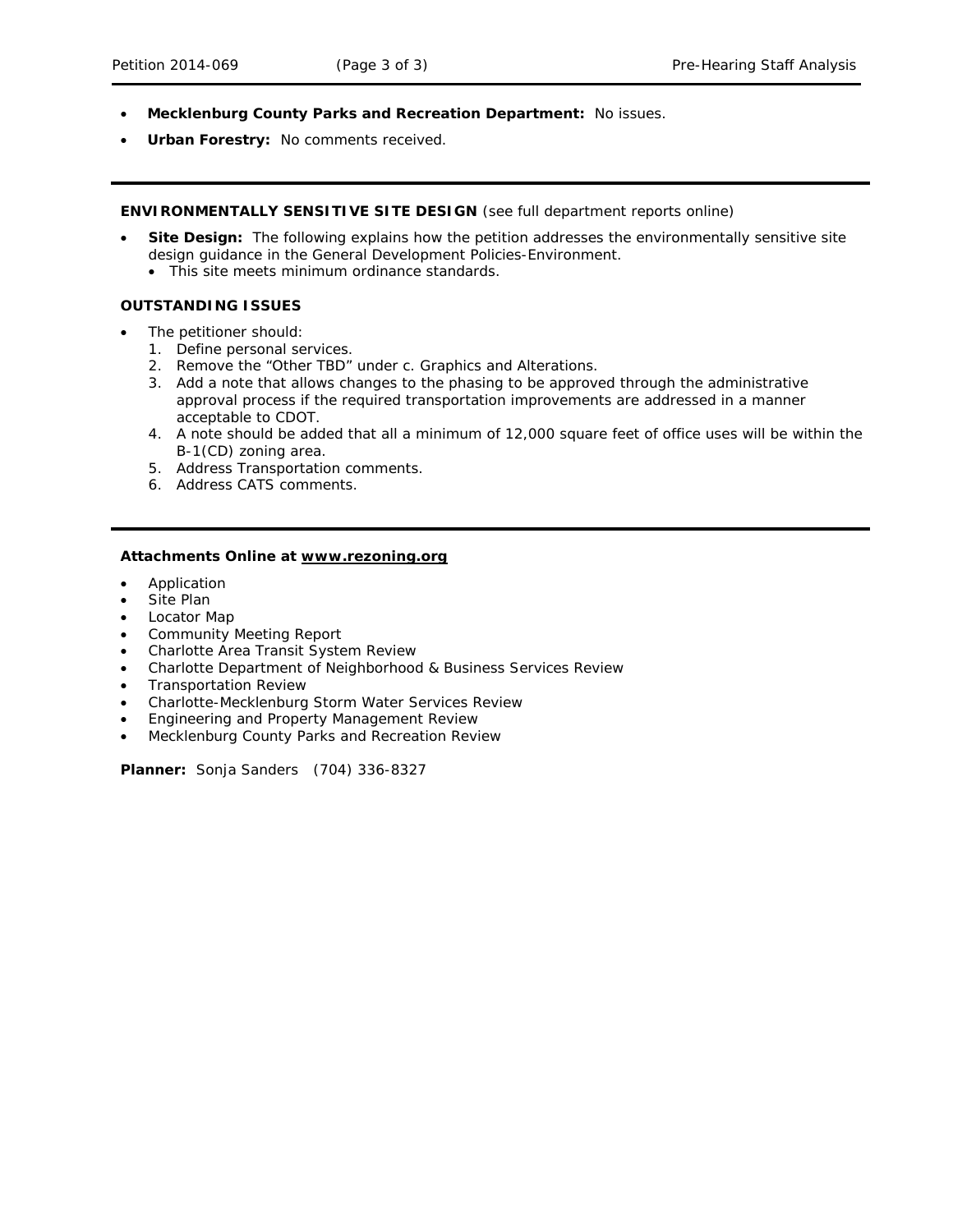- **Mecklenburg County Parks and Recreation Department:** No issues.
- **Urban Forestry:** No comments received.

**ENVIRONMENTALLY SENSITIVE SITE DESIGN** (see full department reports online)

- **Site Design:** The following explains how the petition addresses the environmentally sensitive site design guidance in the General Development Policies-Environment.
  - This site meets minimum ordinance standards.

**OUTSTANDING ISSUES**

- The petitioner should:
  1. Define personal services.
  2. Remove the "Other TBD" under c. Graphics and Alterations.
  3. Add a note that allows changes to the phasing to be approved through the administrative approval process if the required transportation improvements are addressed in a manner acceptable to CDOT.
  4. A note should be added that all a minimum of 12,000 square feet of office uses will be within the B-1(CD) zoning area.
  5. Address Transportation comments.
  6. Address CATS comments.

**Attachments Online at www.rezoning.org**

- Application
- Site Plan
- Locator Map
- Community Meeting Report
- Charlotte Area Transit System Review
- Charlotte Department of Neighborhood & Business Services Review
- Transportation Review
- Charlotte-Mecklenburg Storm Water Services Review
- Engineering and Property Management Review
- Mecklenburg County Parks and Recreation Review

**Planner:** Sonja Sanders (704) 336-8327